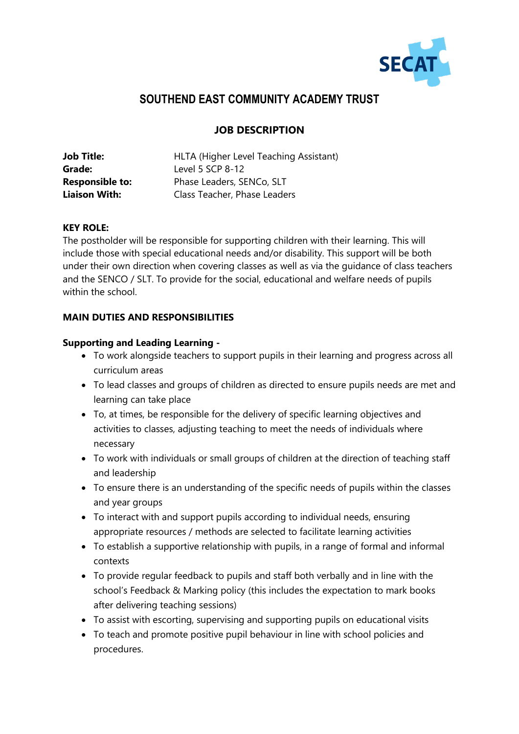SECAT

# SOUTHEND EAST COMMUNITY ACADEMY TRUST

## JOB DESCRIPTION

| | |
|---|---|
| **Job Title:** | HLTA (Higher Level Teaching Assistant) |
| **Grade:** | Level 5 SCP 8-12 |
| **Responsible to:** | Phase Leaders, SENCo, SLT |
| **Liaison With:** | Class Teacher, Phase Leaders |

**KEY ROLE:**

The postholder will be responsible for supporting children with their learning. This will include those with special educational needs and/or disability. This support will be both under their own direction when covering classes as well as via the guidance of class teachers and the SENCO / SLT. To provide for the social, educational and welfare needs of pupils within the school.

**MAIN DUTIES AND RESPONSIBILITIES**

**Supporting and Leading Learning -**

- To work alongside teachers to support pupils in their learning and progress across all curriculum areas
- To lead classes and groups of children as directed to ensure pupils needs are met and learning can take place
- To, at times, be responsible for the delivery of specific learning objectives and activities to classes, adjusting teaching to meet the needs of individuals where necessary
- To work with individuals or small groups of children at the direction of teaching staff and leadership
- To ensure there is an understanding of the specific needs of pupils within the classes and year groups
- To interact with and support pupils according to individual needs, ensuring appropriate resources / methods are selected to facilitate learning activities
- To establish a supportive relationship with pupils, in a range of formal and informal contexts
- To provide regular feedback to pupils and staff both verbally and in line with the school's Feedback & Marking policy (this includes the expectation to mark books after delivering teaching sessions)
- To assist with escorting, supervising and supporting pupils on educational visits
- To teach and promote positive pupil behaviour in line with school policies and procedures.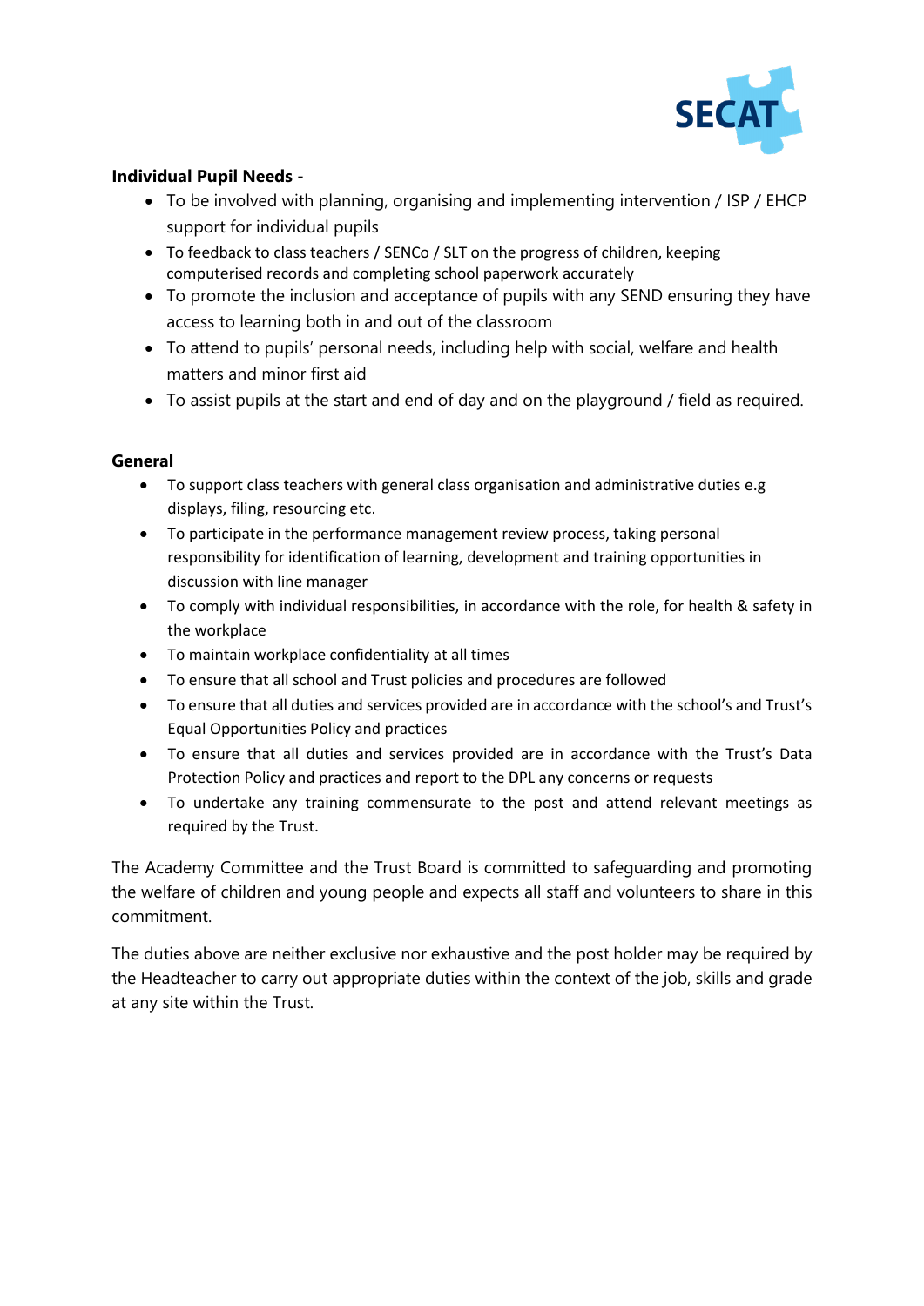**Individual Pupil Needs -**

- To be involved with planning, organising and implementing intervention / ISP / EHCP support for individual pupils
- To feedback to class teachers / SENCo / SLT on the progress of children, keeping computerised records and completing school paperwork accurately
- To promote the inclusion and acceptance of pupils with any SEND ensuring they have access to learning both in and out of the classroom
- To attend to pupils' personal needs, including help with social, welfare and health matters and minor first aid
- To assist pupils at the start and end of day and on the playground / field as required.

**General**

- To support class teachers with general class organisation and administrative duties e.g displays, filing, resourcing etc.
- To participate in the performance management review process, taking personal responsibility for identification of learning, development and training opportunities in discussion with line manager
- To comply with individual responsibilities, in accordance with the role, for health & safety in the workplace
- To maintain workplace confidentiality at all times
- To ensure that all school and Trust policies and procedures are followed
- To ensure that all duties and services provided are in accordance with the school's and Trust's Equal Opportunities Policy and practices
- To ensure that all duties and services provided are in accordance with the Trust's Data Protection Policy and practices and report to the DPL any concerns or requests
- To undertake any training commensurate to the post and attend relevant meetings as required by the Trust.

The Academy Committee and the Trust Board is committed to safeguarding and promoting the welfare of children and young people and expects all staff and volunteers to share in this commitment.

The duties above are neither exclusive nor exhaustive and the post holder may be required by the Headteacher to carry out appropriate duties within the context of the job, skills and grade at any site within the Trust.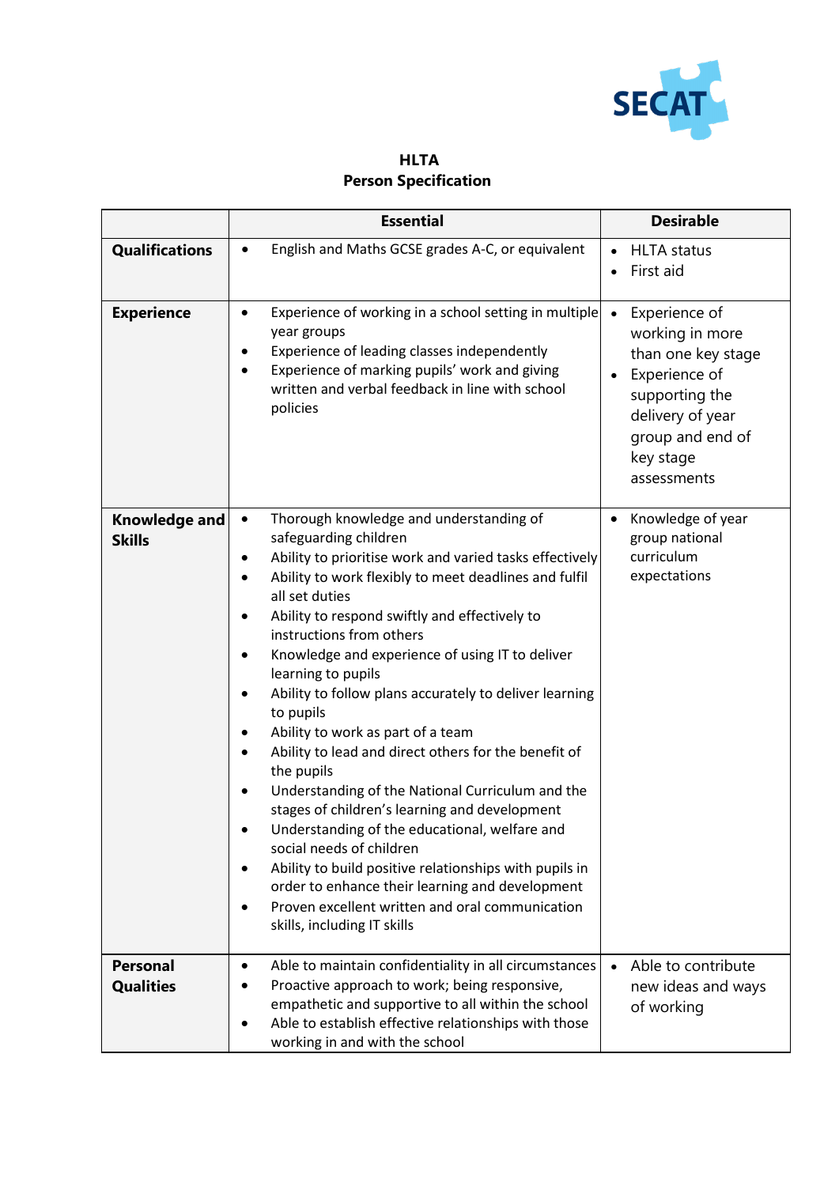SECAT

**HLTA**
**Person Specification**

| | Essential | Desirable |
|---|---|---|
| **Qualifications** | • English and Maths GCSE grades A-C, or equivalent | • HLTA status<br>• First aid |
| **Experience** | • Experience of working in a school setting in multiple year groups<br>• Experience of leading classes independently<br>• Experience of marking pupils' work and giving written and verbal feedback in line with school policies | • Experience of working in more than one key stage<br>• Experience of supporting the delivery of year group and end of key stage assessments |
| **Knowledge and Skills** | • Thorough knowledge and understanding of safeguarding children<br>• Ability to prioritise work and varied tasks effectively<br>• Ability to work flexibly to meet deadlines and fulfil all set duties<br>• Ability to respond swiftly and effectively to instructions from others<br>• Knowledge and experience of using IT to deliver learning to pupils<br>• Ability to follow plans accurately to deliver learning to pupils<br>• Ability to work as part of a team<br>• Ability to lead and direct others for the benefit of the pupils<br>• Understanding of the National Curriculum and the stages of children's learning and development<br>• Understanding of the educational, welfare and social needs of children<br>• Ability to build positive relationships with pupils in order to enhance their learning and development<br>• Proven excellent written and oral communication skills, including IT skills | • Knowledge of year group national curriculum expectations |
| **Personal Qualities** | • Able to maintain confidentiality in all circumstances<br>• Proactive approach to work; being responsive, empathetic and supportive to all within the school<br>• Able to establish effective relationships with those working in and with the school | • Able to contribute new ideas and ways of working |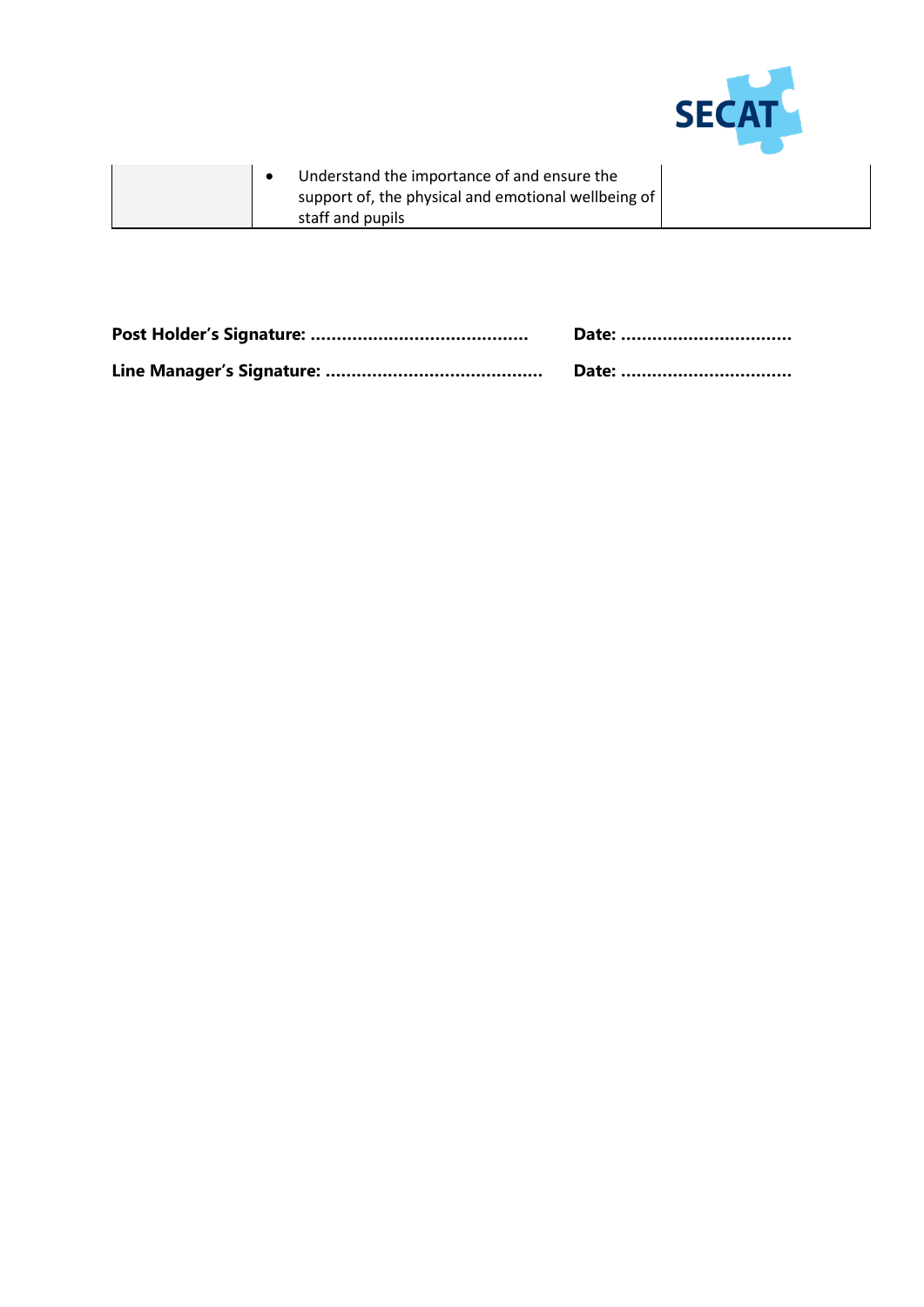| | | |
|---|---|---|
| | • Understand the importance of and ensure the support of, the physical and emotional wellbeing of staff and pupils | |

**Post Holder's Signature: ..........................................** **Date: .................................**

**Line Manager's Signature: ..........................................** **Date: .................................**